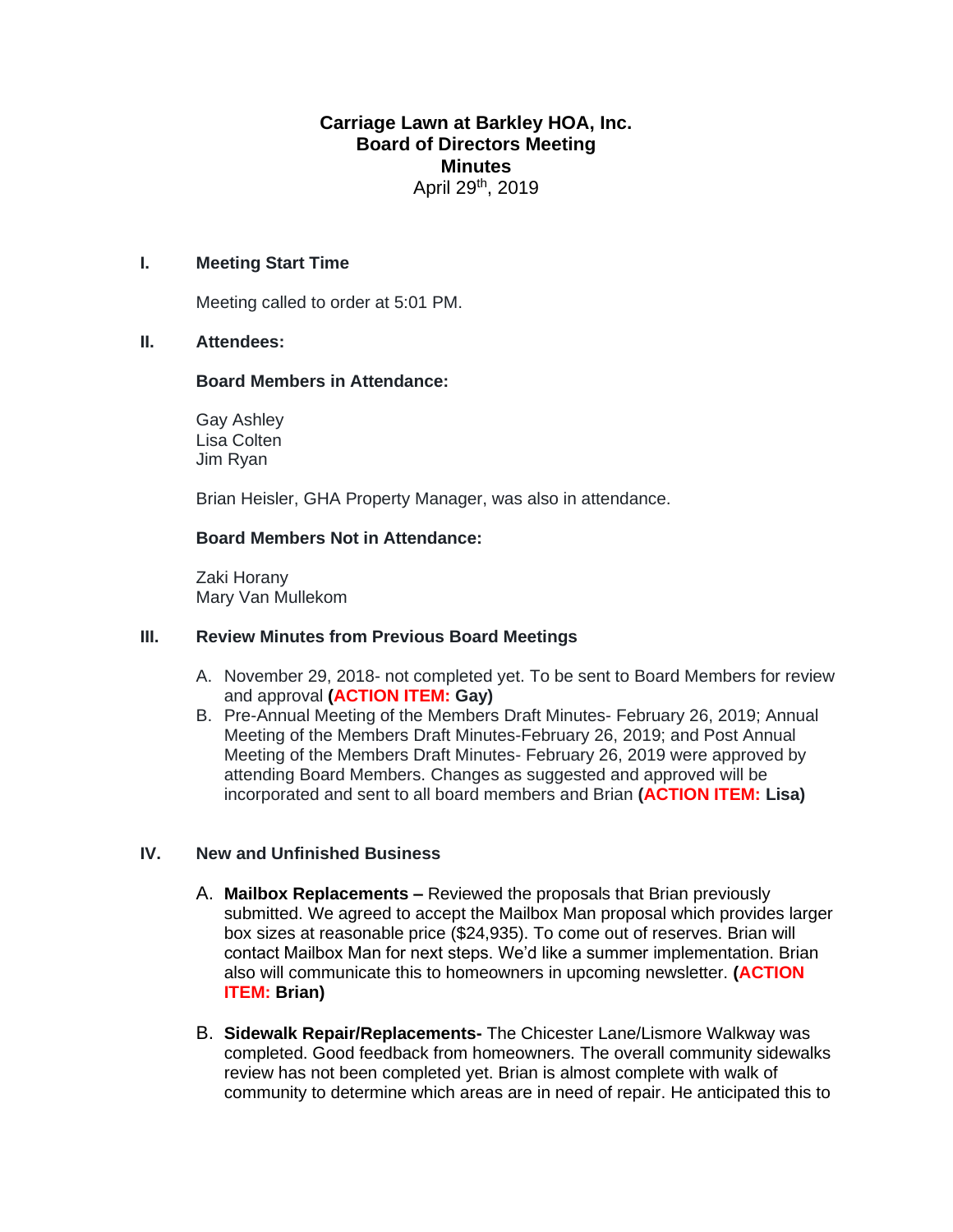# Carriage Lawn at Barkley HOA, Inc.
## Board of Directors Meeting
## Minutes

April 29th, 2019

### I. Meeting Start Time

Meeting called to order at 5:01 PM.

### II. Attendees:

**Board Members in Attendance:**

Gay Ashley
Lisa Colten
Jim Ryan

Brian Heisler, GHA Property Manager, was also in attendance.

**Board Members Not in Attendance:**

Zaki Horany
Mary Van Mullekom

### III. Review Minutes from Previous Board Meetings

A. November 29, 2018- not completed yet. To be sent to Board Members for review and approval **(ACTION ITEM: Gay)**

B. Pre-Annual Meeting of the Members Draft Minutes- February 26, 2019; Annual Meeting of the Members Draft Minutes-February 26, 2019; and Post Annual Meeting of the Members Draft Minutes- February 26, 2019 were approved by attending Board Members. Changes as suggested and approved will be incorporated and sent to all board members and Brian **(ACTION ITEM: Lisa)**

### IV. New and Unfinished Business

A. **Mailbox Replacements –** Reviewed the proposals that Brian previously submitted. We agreed to accept the Mailbox Man proposal which provides larger box sizes at reasonable price ($24,935). To come out of reserves. Brian will contact Mailbox Man for next steps. We'd like a summer implementation. Brian also will communicate this to homeowners in upcoming newsletter. **(ACTION ITEM: Brian)**

B. **Sidewalk Repair/Replacements-** The Chicester Lane/Lismore Walkway was completed. Good feedback from homeowners. The overall community sidewalks review has not been completed yet. Brian is almost complete with walk of community to determine which areas are in need of repair. He anticipated this to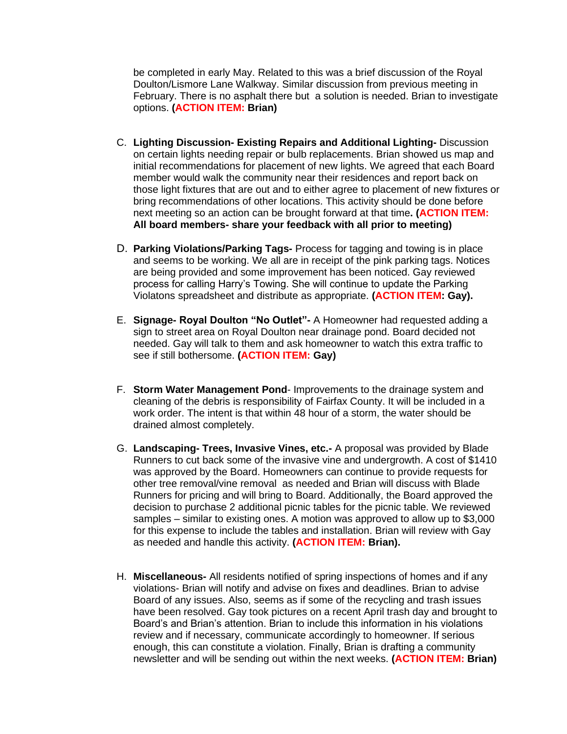be completed in early May. Related to this was a brief discussion of the Royal Doulton/Lismore Lane Walkway. Similar discussion from previous meeting in February. There is no asphalt there but  a solution is needed. Brian to investigate options. **(ACTION ITEM: Brian)**

C. **Lighting Discussion- Existing Repairs and Additional Lighting-** Discussion on certain lights needing repair or bulb replacements. Brian showed us map and initial recommendations for placement of new lights. We agreed that each Board member would walk the community near their residences and report back on those light fixtures that are out and to either agree to placement of new fixtures or bring recommendations of other locations. This activity should be done before next meeting so an action can be brought forward at that time**. (ACTION ITEM: All board members- share your feedback with all prior to meeting)**

D. **Parking Violations/Parking Tags-** Process for tagging and towing is in place and seems to be working. We all are in receipt of the pink parking tags. Notices are being provided and some improvement has been noticed. Gay reviewed process for calling Harry's Towing. She will continue to update the Parking Violatons spreadsheet and distribute as appropriate. **(ACTION ITEM: Gay).**

E. **Signage- Royal Doulton "No Outlet"-** A Homeowner had requested adding a sign to street area on Royal Doulton near drainage pond. Board decided not needed. Gay will talk to them and ask homeowner to watch this extra traffic to see if still bothersome. **(ACTION ITEM: Gay)**

F. **Storm Water Management Pond**- Improvements to the drainage system and cleaning of the debris is responsibility of Fairfax County. It will be included in a work order. The intent is that within 48 hour of a storm, the water should be drained almost completely.

G. **Landscaping- Trees, Invasive Vines, etc.-** A proposal was provided by Blade Runners to cut back some of the invasive vine and undergrowth. A cost of $1410 was approved by the Board. Homeowners can continue to provide requests for other tree removal/vine removal  as needed and Brian will discuss with Blade Runners for pricing and will bring to Board. Additionally, the Board approved the decision to purchase 2 additional picnic tables for the picnic table. We reviewed samples – similar to existing ones. A motion was approved to allow up to $3,000 for this expense to include the tables and installation. Brian will review with Gay as needed and handle this activity. **(ACTION ITEM: Brian).**

H. **Miscellaneous-** All residents notified of spring inspections of homes and if any violations- Brian will notify and advise on fixes and deadlines. Brian to advise Board of any issues. Also, seems as if some of the recycling and trash issues have been resolved. Gay took pictures on a recent April trash day and brought to Board's and Brian's attention. Brian to include this information in his violations review and if necessary, communicate accordingly to homeowner. If serious enough, this can constitute a violation. Finally, Brian is drafting a community newsletter and will be sending out within the next weeks. **(ACTION ITEM: Brian)**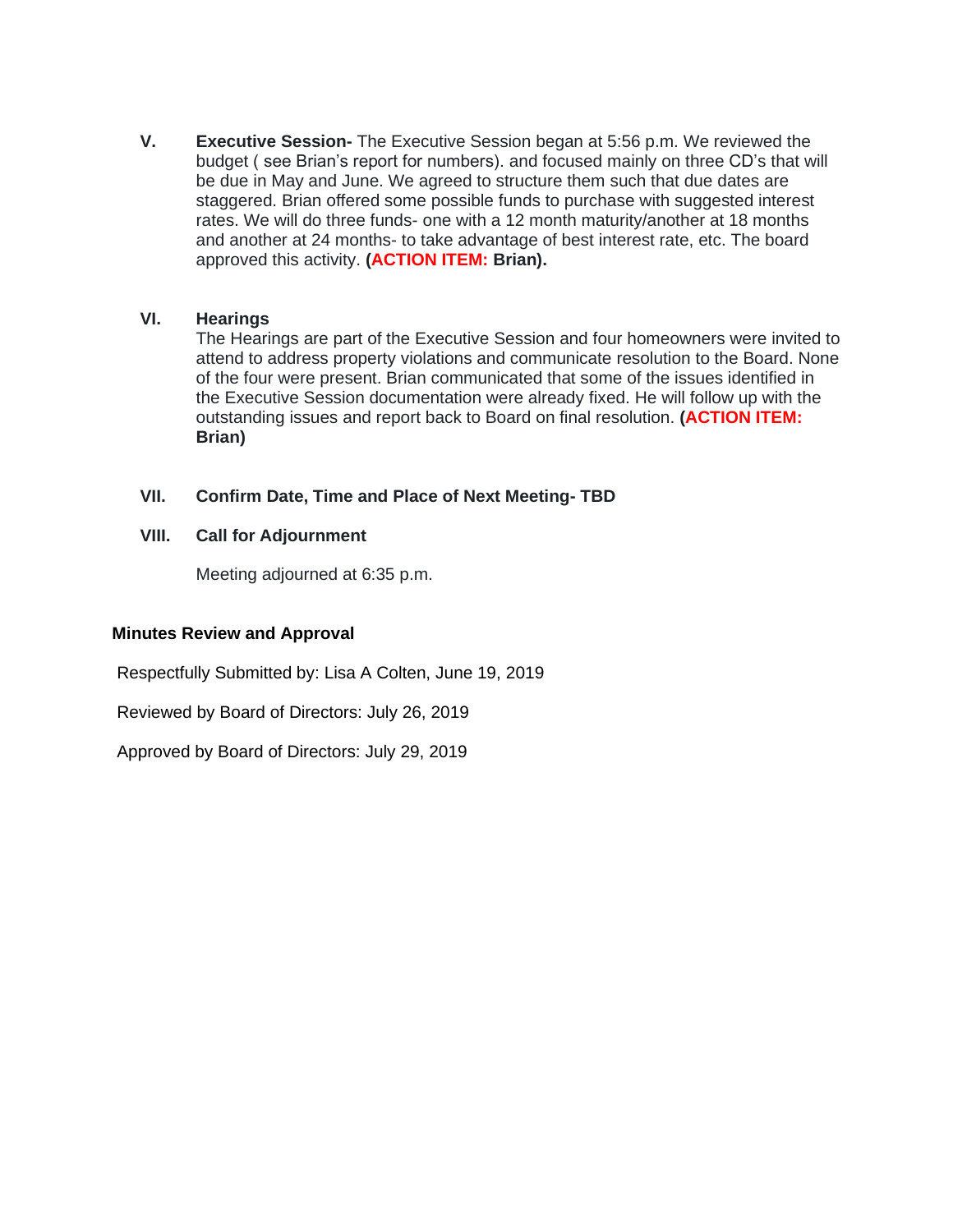**V.** **Executive Session-** The Executive Session began at 5:56 p.m. We reviewed the budget ( see Brian's report for numbers). and focused mainly on three CD's that will be due in May and June. We agreed to structure them such that due dates are staggered. Brian offered some possible funds to purchase with suggested interest rates. We will do three funds- one with a 12 month maturity/another at 18 months and another at 24 months- to take advantage of best interest rate, etc. The board approved this activity. **(ACTION ITEM: Brian).**

**VI.** **Hearings**

The Hearings are part of the Executive Session and four homeowners were invited to attend to address property violations and communicate resolution to the Board. None of the four were present. Brian communicated that some of the issues identified in the Executive Session documentation were already fixed. He will follow up with the outstanding issues and report back to Board on final resolution. **(ACTION ITEM: Brian)**

**VII.** **Confirm Date, Time and Place of Next Meeting- TBD**

**VIII.** **Call for Adjournment**

Meeting adjourned at 6:35 p.m.

**Minutes Review and Approval**

Respectfully Submitted by: Lisa A Colten, June 19, 2019

Reviewed by Board of Directors: July 26, 2019

Approved by Board of Directors: July 29, 2019